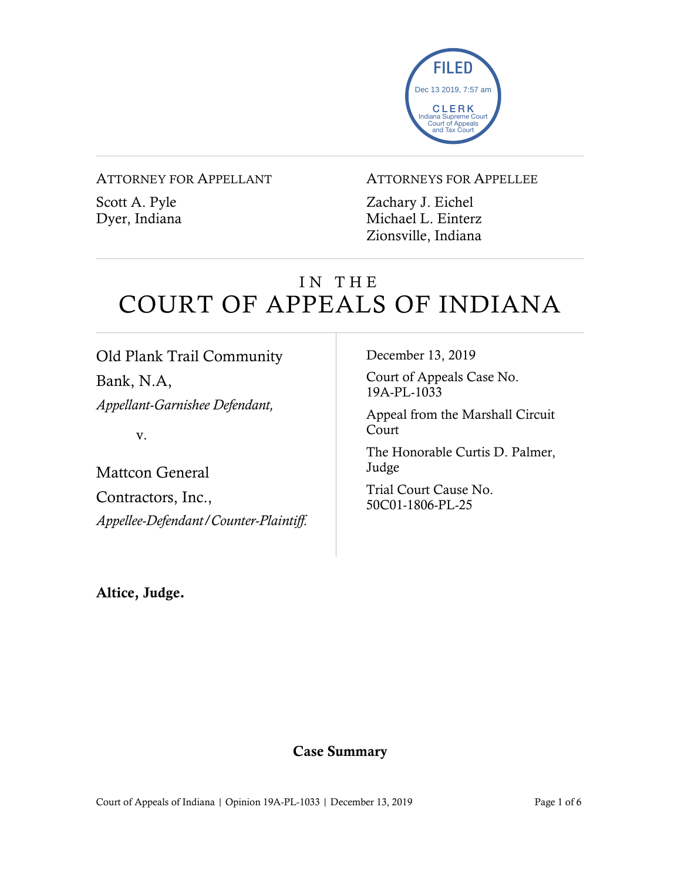FILED
Dec 13 2019, 7:57 am
CLERK
Indiana Supreme Court
Court of Appeals
and Tax Court

ATTORNEY FOR APPELLANT

Scott A. Pyle
Dyer, Indiana

ATTORNEYS FOR APPELLEE

Zachary J. Eichel
Michael L. Einterz
Zionsville, Indiana

# IN THE COURT OF APPEALS OF INDIANA

Old Plank Trail Community Bank, N.A,
*Appellant-Garnishee Defendant,*

v.

Mattcon General Contractors, Inc.,
*Appellee-Defendant/Counter-Plaintiff.*

December 13, 2019

Court of Appeals Case No. 19A-PL-1033

Appeal from the Marshall Circuit Court

The Honorable Curtis D. Palmer, Judge

Trial Court Cause No. 50C01-1806-PL-25

**Altice, Judge.**

## Case Summary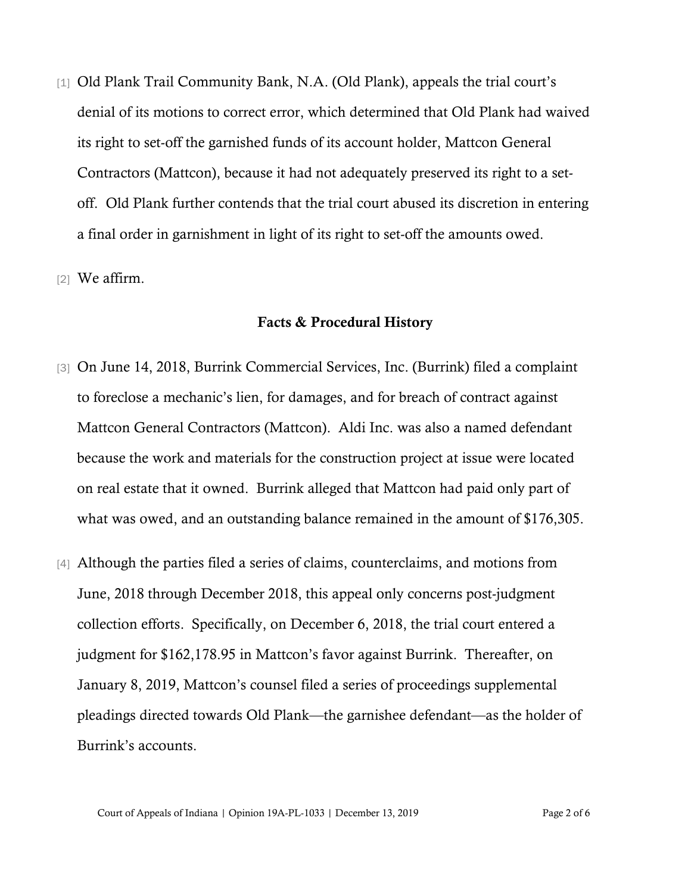[1] Old Plank Trail Community Bank, N.A. (Old Plank), appeals the trial court's denial of its motions to correct error, which determined that Old Plank had waived its right to set-off the garnished funds of its account holder, Mattcon General Contractors (Mattcon), because it had not adequately preserved its right to a set-off. Old Plank further contends that the trial court abused its discretion in entering a final order in garnishment in light of its right to set-off the amounts owed.

[2] We affirm.

## Facts & Procedural History

[3] On June 14, 2018, Burrink Commercial Services, Inc. (Burrink) filed a complaint to foreclose a mechanic's lien, for damages, and for breach of contract against Mattcon General Contractors (Mattcon). Aldi Inc. was also a named defendant because the work and materials for the construction project at issue were located on real estate that it owned. Burrink alleged that Mattcon had paid only part of what was owed, and an outstanding balance remained in the amount of $176,305.

[4] Although the parties filed a series of claims, counterclaims, and motions from June, 2018 through December 2018, this appeal only concerns post-judgment collection efforts. Specifically, on December 6, 2018, the trial court entered a judgment for $162,178.95 in Mattcon's favor against Burrink. Thereafter, on January 8, 2019, Mattcon's counsel filed a series of proceedings supplemental pleadings directed towards Old Plank—the garnishee defendant—as the holder of Burrink's accounts.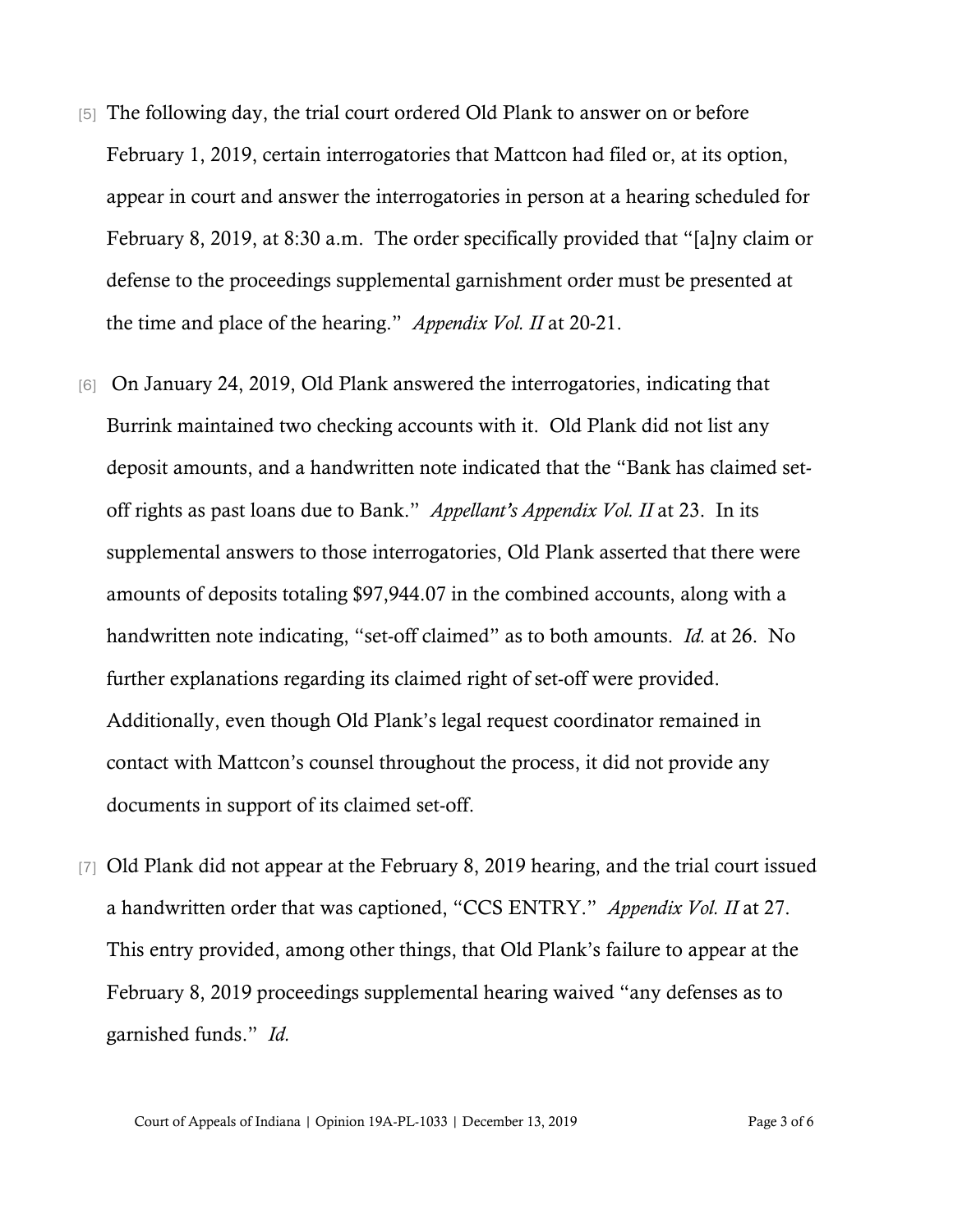[5] The following day, the trial court ordered Old Plank to answer on or before February 1, 2019, certain interrogatories that Mattcon had filed or, at its option, appear in court and answer the interrogatories in person at a hearing scheduled for February 8, 2019, at 8:30 a.m. The order specifically provided that "[a]ny claim or defense to the proceedings supplemental garnishment order must be presented at the time and place of the hearing." *Appendix Vol. II* at 20-21.

[6] On January 24, 2019, Old Plank answered the interrogatories, indicating that Burrink maintained two checking accounts with it. Old Plank did not list any deposit amounts, and a handwritten note indicated that the "Bank has claimed set-off rights as past loans due to Bank." *Appellant's Appendix Vol. II* at 23. In its supplemental answers to those interrogatories, Old Plank asserted that there were amounts of deposits totaling $97,944.07 in the combined accounts, along with a handwritten note indicating, "set-off claimed" as to both amounts. *Id.* at 26. No further explanations regarding its claimed right of set-off were provided. Additionally, even though Old Plank's legal request coordinator remained in contact with Mattcon's counsel throughout the process, it did not provide any documents in support of its claimed set-off.

[7] Old Plank did not appear at the February 8, 2019 hearing, and the trial court issued a handwritten order that was captioned, "CCS ENTRY." *Appendix Vol. II* at 27. This entry provided, among other things, that Old Plank's failure to appear at the February 8, 2019 proceedings supplemental hearing waived "any defenses as to garnished funds." *Id.*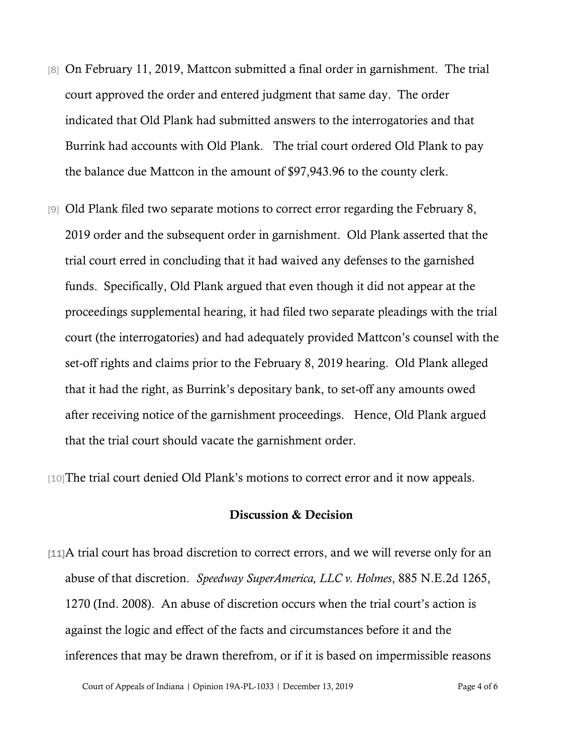[8] On February 11, 2019, Mattcon submitted a final order in garnishment. The trial court approved the order and entered judgment that same day. The order indicated that Old Plank had submitted answers to the interrogatories and that Burrink had accounts with Old Plank. The trial court ordered Old Plank to pay the balance due Mattcon in the amount of $97,943.96 to the county clerk.

[9] Old Plank filed two separate motions to correct error regarding the February 8, 2019 order and the subsequent order in garnishment. Old Plank asserted that the trial court erred in concluding that it had waived any defenses to the garnished funds. Specifically, Old Plank argued that even though it did not appear at the proceedings supplemental hearing, it had filed two separate pleadings with the trial court (the interrogatories) and had adequately provided Mattcon's counsel with the set-off rights and claims prior to the February 8, 2019 hearing. Old Plank alleged that it had the right, as Burrink's depositary bank, to set-off any amounts owed after receiving notice of the garnishment proceedings. Hence, Old Plank argued that the trial court should vacate the garnishment order.

[10] The trial court denied Old Plank's motions to correct error and it now appeals.

## Discussion & Decision

[11] A trial court has broad discretion to correct errors, and we will reverse only for an abuse of that discretion. *Speedway SuperAmerica, LLC v. Holmes*, 885 N.E.2d 1265, 1270 (Ind. 2008). An abuse of discretion occurs when the trial court's action is against the logic and effect of the facts and circumstances before it and the inferences that may be drawn therefrom, or if it is based on impermissible reasons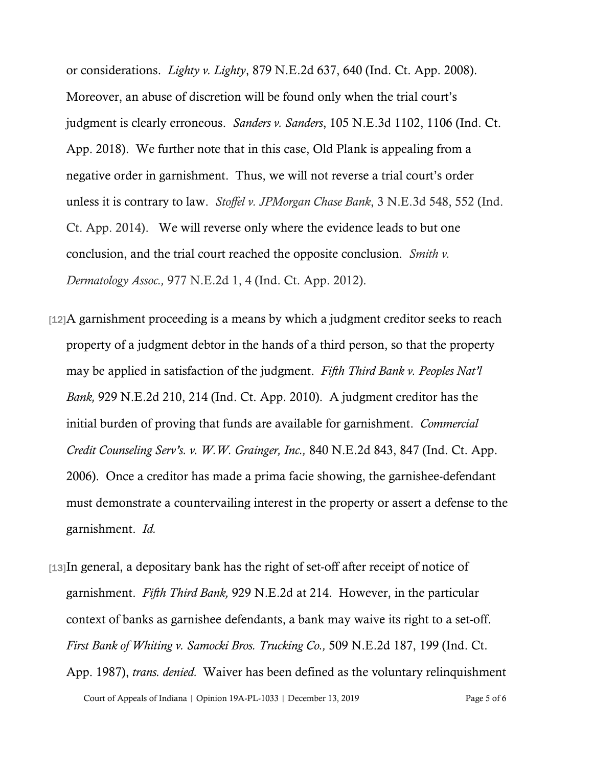or considerations. *Lighty v. Lighty*, 879 N.E.2d 637, 640 (Ind. Ct. App. 2008). Moreover, an abuse of discretion will be found only when the trial court's judgment is clearly erroneous. *Sanders v. Sanders*, 105 N.E.3d 1102, 1106 (Ind. Ct. App. 2018). We further note that in this case, Old Plank is appealing from a negative order in garnishment. Thus, we will not reverse a trial court's order unless it is contrary to law. *Stoffel v. JPMorgan Chase Bank*, 3 N.E.3d 548, 552 (Ind. Ct. App. 2014). We will reverse only where the evidence leads to but one conclusion, and the trial court reached the opposite conclusion. *Smith v. Dermatology Assoc.,* 977 N.E.2d 1, 4 (Ind. Ct. App. 2012).

[12] A garnishment proceeding is a means by which a judgment creditor seeks to reach property of a judgment debtor in the hands of a third person, so that the property may be applied in satisfaction of the judgment. *Fifth Third Bank v. Peoples Nat'l Bank,* 929 N.E.2d 210, 214 (Ind. Ct. App. 2010). A judgment creditor has the initial burden of proving that funds are available for garnishment. *Commercial Credit Counseling Serv's. v. W.W. Grainger, Inc.,* 840 N.E.2d 843, 847 (Ind. Ct. App. 2006). Once a creditor has made a prima facie showing, the garnishee-defendant must demonstrate a countervailing interest in the property or assert a defense to the garnishment. *Id.*

[13] In general, a depositary bank has the right of set-off after receipt of notice of garnishment. *Fifth Third Bank,* 929 N.E.2d at 214. However, in the particular context of banks as garnishee defendants, a bank may waive its right to a set-off. *First Bank of Whiting v. Samocki Bros. Trucking Co.,* 509 N.E.2d 187, 199 (Ind. Ct. App. 1987), *trans. denied.* Waiver has been defined as the voluntary relinquishment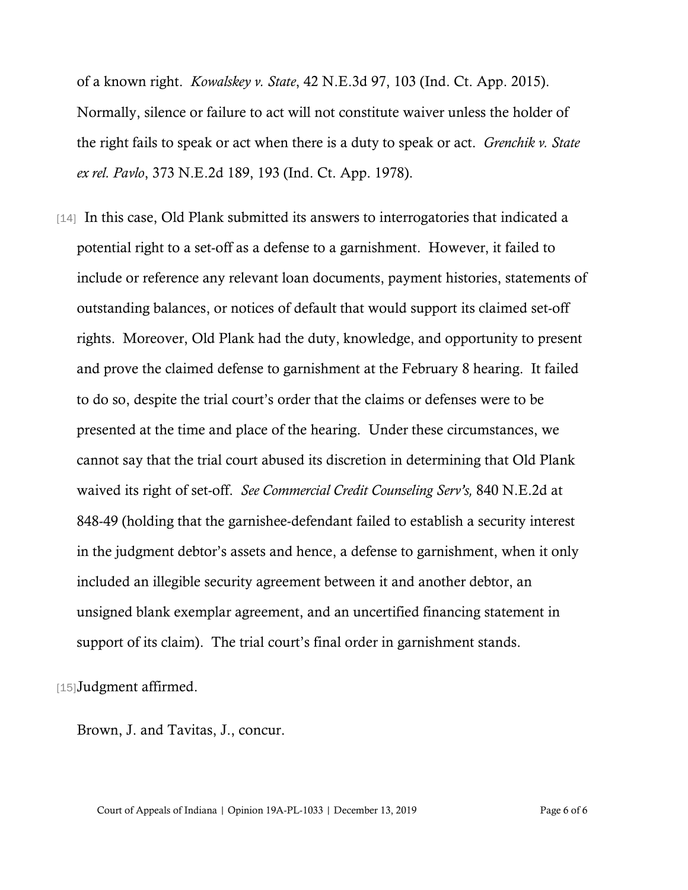of a known right. *Kowalskey v. State*, 42 N.E.3d 97, 103 (Ind. Ct. App. 2015). Normally, silence or failure to act will not constitute waiver unless the holder of the right fails to speak or act when there is a duty to speak or act. *Grenchik v. State ex rel. Pavlo*, 373 N.E.2d 189, 193 (Ind. Ct. App. 1978).

[14] In this case, Old Plank submitted its answers to interrogatories that indicated a potential right to a set-off as a defense to a garnishment. However, it failed to include or reference any relevant loan documents, payment histories, statements of outstanding balances, or notices of default that would support its claimed set-off rights. Moreover, Old Plank had the duty, knowledge, and opportunity to present and prove the claimed defense to garnishment at the February 8 hearing. It failed to do so, despite the trial court's order that the claims or defenses were to be presented at the time and place of the hearing. Under these circumstances, we cannot say that the trial court abused its discretion in determining that Old Plank waived its right of set-off. *See Commercial Credit Counseling Serv's,* 840 N.E.2d at 848-49 (holding that the garnishee-defendant failed to establish a security interest in the judgment debtor's assets and hence, a defense to garnishment, when it only included an illegible security agreement between it and another debtor, an unsigned blank exemplar agreement, and an uncertified financing statement in support of its claim). The trial court's final order in garnishment stands.

[15] Judgment affirmed.

Brown, J. and Tavitas, J., concur.